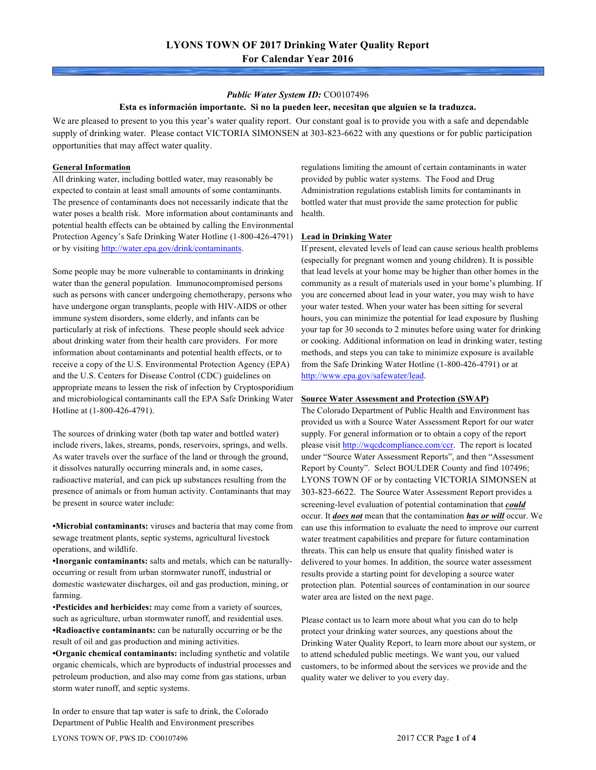# LYONS TOWN OF 2017 Drinking Water Quality Report
## For Calendar Year 2016

***Public Water System ID:*** CO0107496

**Esta es información importante. Si no la pueden leer, necesitan que alguien se la traduzca.**

We are pleased to present to you this year's water quality report. Our constant goal is to provide you with a safe and dependable supply of drinking water. Please contact VICTORIA SIMONSEN at 303-823-6622 with any questions or for public participation opportunities that may affect water quality.

### General Information

All drinking water, including bottled water, may reasonably be expected to contain at least small amounts of some contaminants. The presence of contaminants does not necessarily indicate that the water poses a health risk. More information about contaminants and potential health effects can be obtained by calling the Environmental Protection Agency's Safe Drinking Water Hotline (1-800-426-4791) or by visiting http://water.epa.gov/drink/contaminants.

Some people may be more vulnerable to contaminants in drinking water than the general population. Immunocompromised persons such as persons with cancer undergoing chemotherapy, persons who have undergone organ transplants, people with HIV-AIDS or other immune system disorders, some elderly, and infants can be particularly at risk of infections. These people should seek advice about drinking water from their health care providers. For more information about contaminants and potential health effects, or to receive a copy of the U.S. Environmental Protection Agency (EPA) and the U.S. Centers for Disease Control (CDC) guidelines on appropriate means to lessen the risk of infection by Cryptosporidium and microbiological contaminants call the EPA Safe Drinking Water Hotline at (1-800-426-4791).

The sources of drinking water (both tap water and bottled water) include rivers, lakes, streams, ponds, reservoirs, springs, and wells. As water travels over the surface of the land or through the ground, it dissolves naturally occurring minerals and, in some cases, radioactive material, and can pick up substances resulting from the presence of animals or from human activity. Contaminants that may be present in source water include:

- **Microbial contaminants:** viruses and bacteria that may come from sewage treatment plants, septic systems, agricultural livestock operations, and wildlife.
- **Inorganic contaminants:** salts and metals, which can be naturally-occurring or result from urban stormwater runoff, industrial or domestic wastewater discharges, oil and gas production, mining, or farming.
- **Pesticides and herbicides:** may come from a variety of sources, such as agriculture, urban stormwater runoff, and residential uses.
- **Radioactive contaminants:** can be naturally occurring or be the result of oil and gas production and mining activities.
- **Organic chemical contaminants:** including synthetic and volatile organic chemicals, which are byproducts of industrial processes and petroleum production, and also may come from gas stations, urban storm water runoff, and septic systems.

In order to ensure that tap water is safe to drink, the Colorado Department of Public Health and Environment prescribes regulations limiting the amount of certain contaminants in water provided by public water systems. The Food and Drug Administration regulations establish limits for contaminants in bottled water that must provide the same protection for public health.

### Lead in Drinking Water

If present, elevated levels of lead can cause serious health problems (especially for pregnant women and young children). It is possible that lead levels at your home may be higher than other homes in the community as a result of materials used in your home's plumbing. If you are concerned about lead in your water, you may wish to have your water tested. When your water has been sitting for several hours, you can minimize the potential for lead exposure by flushing your tap for 30 seconds to 2 minutes before using water for drinking or cooking. Additional information on lead in drinking water, testing methods, and steps you can take to minimize exposure is available from the Safe Drinking Water Hotline (1-800-426-4791) or at http://www.epa.gov/safewater/lead.

### Source Water Assessment and Protection (SWAP)

The Colorado Department of Public Health and Environment has provided us with a Source Water Assessment Report for our water supply. For general information or to obtain a copy of the report please visit http://wqcdcompliance.com/ccr. The report is located under "Source Water Assessment Reports", and then "Assessment Report by County". Select BOULDER County and find 107496; LYONS TOWN OF or by contacting VICTORIA SIMONSEN at 303-823-6622. The Source Water Assessment Report provides a screening-level evaluation of potential contamination that ***could*** occur. It ***does not*** mean that the contamination ***has or will*** occur. We can use this information to evaluate the need to improve our current water treatment capabilities and prepare for future contamination threats. This can help us ensure that quality finished water is delivered to your homes. In addition, the source water assessment results provide a starting point for developing a source water protection plan. Potential sources of contamination in our source water area are listed on the next page.

Please contact us to learn more about what you can do to help protect your drinking water sources, any questions about the Drinking Water Quality Report, to learn more about our system, or to attend scheduled public meetings. We want you, our valued customers, to be informed about the services we provide and the quality water we deliver to you every day.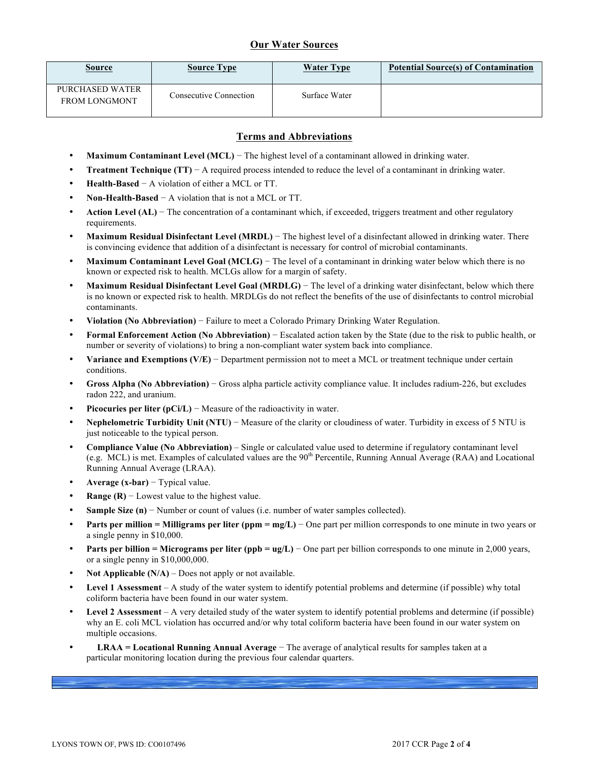## Our Water Sources

| Source | Source Type | Water Type | Potential Source(s) of Contamination |
|---|---|---|---|
| PURCHASED WATER FROM LONGMONT | Consecutive Connection | Surface Water | |

## Terms and Abbreviations

- **Maximum Contaminant Level (MCL)** − The highest level of a contaminant allowed in drinking water.
- **Treatment Technique (TT)** − A required process intended to reduce the level of a contaminant in drinking water.
- **Health-Based** − A violation of either a MCL or TT.
- **Non-Health-Based** − A violation that is not a MCL or TT.
- **Action Level (AL)** − The concentration of a contaminant which, if exceeded, triggers treatment and other regulatory requirements.
- **Maximum Residual Disinfectant Level (MRDL)** − The highest level of a disinfectant allowed in drinking water. There is convincing evidence that addition of a disinfectant is necessary for control of microbial contaminants.
- **Maximum Contaminant Level Goal (MCLG)** − The level of a contaminant in drinking water below which there is no known or expected risk to health. MCLGs allow for a margin of safety.
- **Maximum Residual Disinfectant Level Goal (MRDLG)** − The level of a drinking water disinfectant, below which there is no known or expected risk to health. MRDLGs do not reflect the benefits of the use of disinfectants to control microbial contaminants.
- **Violation (No Abbreviation)** − Failure to meet a Colorado Primary Drinking Water Regulation.
- **Formal Enforcement Action (No Abbreviation)** − Escalated action taken by the State (due to the risk to public health, or number or severity of violations) to bring a non-compliant water system back into compliance.
- **Variance and Exemptions (V/E)** − Department permission not to meet a MCL or treatment technique under certain conditions.
- **Gross Alpha (No Abbreviation)** − Gross alpha particle activity compliance value. It includes radium-226, but excludes radon 222, and uranium.
- **Picocuries per liter (pCi/L)** − Measure of the radioactivity in water.
- **Nephelometric Turbidity Unit (NTU)** − Measure of the clarity or cloudiness of water. Turbidity in excess of 5 NTU is just noticeable to the typical person.
- **Compliance Value (No Abbreviation)** – Single or calculated value used to determine if regulatory contaminant level (e.g. MCL) is met. Examples of calculated values are the 90th Percentile, Running Annual Average (RAA) and Locational Running Annual Average (LRAA).
- **Average (x-bar)** − Typical value.
- **Range (R)** − Lowest value to the highest value.
- **Sample Size (n)** − Number or count of values (i.e. number of water samples collected).
- **Parts per million = Milligrams per liter (ppm = mg/L)** − One part per million corresponds to one minute in two years or a single penny in $10,000.
- **Parts per billion = Micrograms per liter (ppb = ug/L)** − One part per billion corresponds to one minute in 2,000 years, or a single penny in $10,000,000.
- **Not Applicable (N/A)** – Does not apply or not available.
- **Level 1 Assessment** – A study of the water system to identify potential problems and determine (if possible) why total coliform bacteria have been found in our water system.
- **Level 2 Assessment** – A very detailed study of the water system to identify potential problems and determine (if possible) why an E. coli MCL violation has occurred and/or why total coliform bacteria have been found in our water system on multiple occasions.
- **LRAA = Locational Running Annual Average** − The average of analytical results for samples taken at a particular monitoring location during the previous four calendar quarters.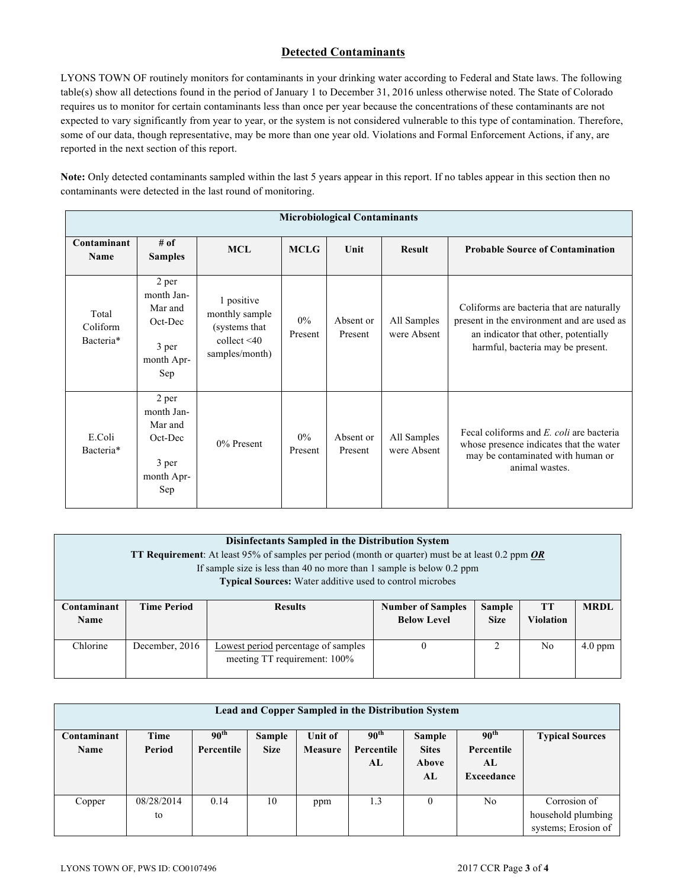## Detected Contaminants

LYONS TOWN OF routinely monitors for contaminants in your drinking water according to Federal and State laws. The following table(s) show all detections found in the period of January 1 to December 31, 2016 unless otherwise noted. The State of Colorado requires us to monitor for certain contaminants less than once per year because the concentrations of these contaminants are not expected to vary significantly from year to year, or the system is not considered vulnerable to this type of contamination. Therefore, some of our data, though representative, may be more than one year old. Violations and Formal Enforcement Actions, if any, are reported in the next section of this report.

**Note:** Only detected contaminants sampled within the last 5 years appear in this report. If no tables appear in this section then no contaminants were detected in the last round of monitoring.

| Microbiological Contaminants | | | | | | |
|---|---|---|---|---|---|---|
| **Contaminant Name** | **# of Samples** | **MCL** | **MCLG** | **Unit** | **Result** | **Probable Source of Contamination** |
| Total Coliform Bacteria* | 2 per month Jan-Mar and Oct-Dec<br><br>3 per month Apr-Sep | 1 positive monthly sample (systems that collect <40 samples/month) | 0% Present | Absent or Present | All Samples were Absent | Coliforms are bacteria that are naturally present in the environment and are used as an indicator that other, potentially harmful, bacteria may be present. |
| E.Coli Bacteria* | 2 per month Jan-Mar and Oct-Dec<br><br>3 per month Apr-Sep | 0% Present | 0% Present | Absent or Present | All Samples were Absent | Fecal coliforms and *E. coli* are bacteria whose presence indicates that the water may be contaminated with human or animal wastes. |

| Disinfectants Sampled in the Distribution System<br>**TT Requirement**: At least 95% of samples per period (month or quarter) must be at least 0.2 ppm ***OR***<br>If sample size is less than 40 no more than 1 sample is below 0.2 ppm<br>**Typical Sources:** Water additive used to control microbes | | | | | | |
|---|---|---|---|---|---|---|
| **Contaminant Name** | **Time Period** | **Results** | **Number of Samples Below Level** | **Sample Size** | **TT Violation** | **MRDL** |
| Chlorine | December, 2016 | Lowest period percentage of samples meeting TT requirement: 100% | 0 | 2 | No | 4.0 ppm |

| Lead and Copper Sampled in the Distribution System | | | | | | | | |
|---|---|---|---|---|---|---|---|---|
| **Contaminant Name** | **Time Period** | **90th Percentile** | **Sample Size** | **Unit of Measure** | **90th Percentile AL** | **Sample Sites Above AL** | **90th Percentile AL Exceedance** | **Typical Sources** |
| Copper | 08/28/2014 to | 0.14 | 10 | ppm | 1.3 | 0 | No | Corrosion of household plumbing systems; Erosion of |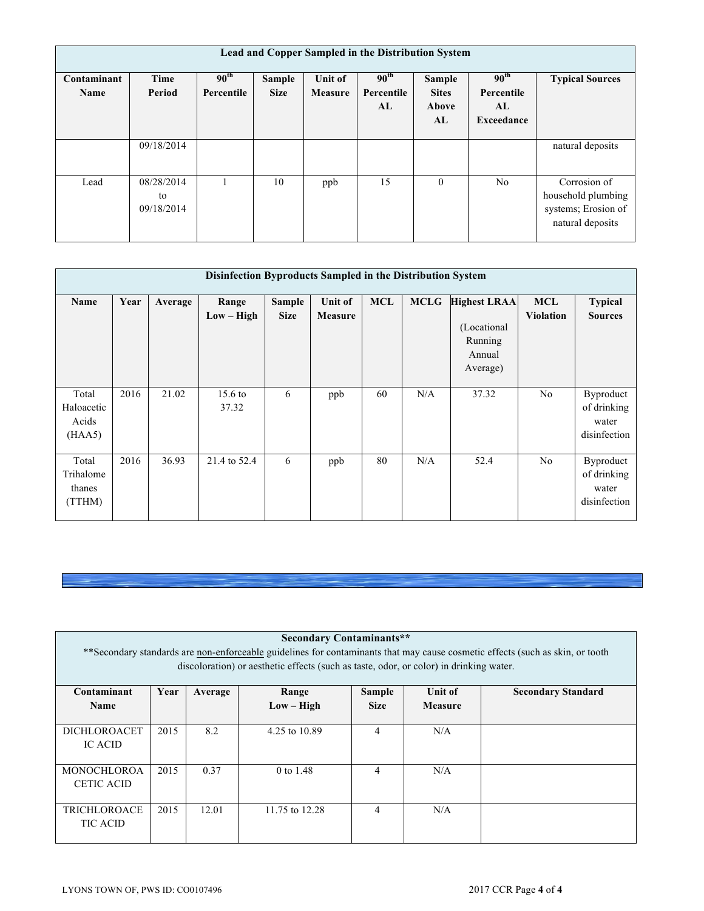| Lead and Copper Sampled in the Distribution System | | | | | | | | |
|---|---|---|---|---|---|---|---|---|
| Contaminant Name | Time Period | 90th Percentile | Sample Size | Unit of Measure | 90th Percentile AL | Sample Sites Above AL | 90th Percentile AL Exceedance | Typical Sources |
| | 09/18/2014 | | | | | | | natural deposits |
| Lead | 08/28/2014 to 09/18/2014 | 1 | 10 | ppb | 15 | 0 | No | Corrosion of household plumbing systems; Erosion of natural deposits |

| Disinfection Byproducts Sampled in the Distribution System | | | | | | | | | | |
|---|---|---|---|---|---|---|---|---|---|---|
| Name | Year | Average | Range Low – High | Sample Size | Unit of Measure | MCL | MCLG | Highest LRAA (Locational Running Annual Average) | MCL Violation | Typical Sources |
| Total Haloacetic Acids (HAA5) | 2016 | 21.02 | 15.6 to 37.32 | 6 | ppb | 60 | N/A | 37.32 | No | Byproduct of drinking water disinfection |
| Total Trihalomethanes (TTHM) | 2016 | 36.93 | 21.4 to 52.4 | 6 | ppb | 80 | N/A | 52.4 | No | Byproduct of drinking water disinfection |

| Secondary Contaminants** **Secondary standards are non-enforceable guidelines for contaminants that may cause cosmetic effects (such as skin, or tooth discoloration) or aesthetic effects (such as taste, odor, or color) in drinking water. | | | | | | |
|---|---|---|---|---|---|---|
| Contaminant Name | Year | Average | Range Low – High | Sample Size | Unit of Measure | Secondary Standard |
| DICHLOROACETIC ACID | 2015 | 8.2 | 4.25 to 10.89 | 4 | N/A | |
| MONOCHLOROACETIC ACID | 2015 | 0.37 | 0 to 1.48 | 4 | N/A | |
| TRICHLOROACETIC ACID | 2015 | 12.01 | 11.75 to 12.28 | 4 | N/A | |